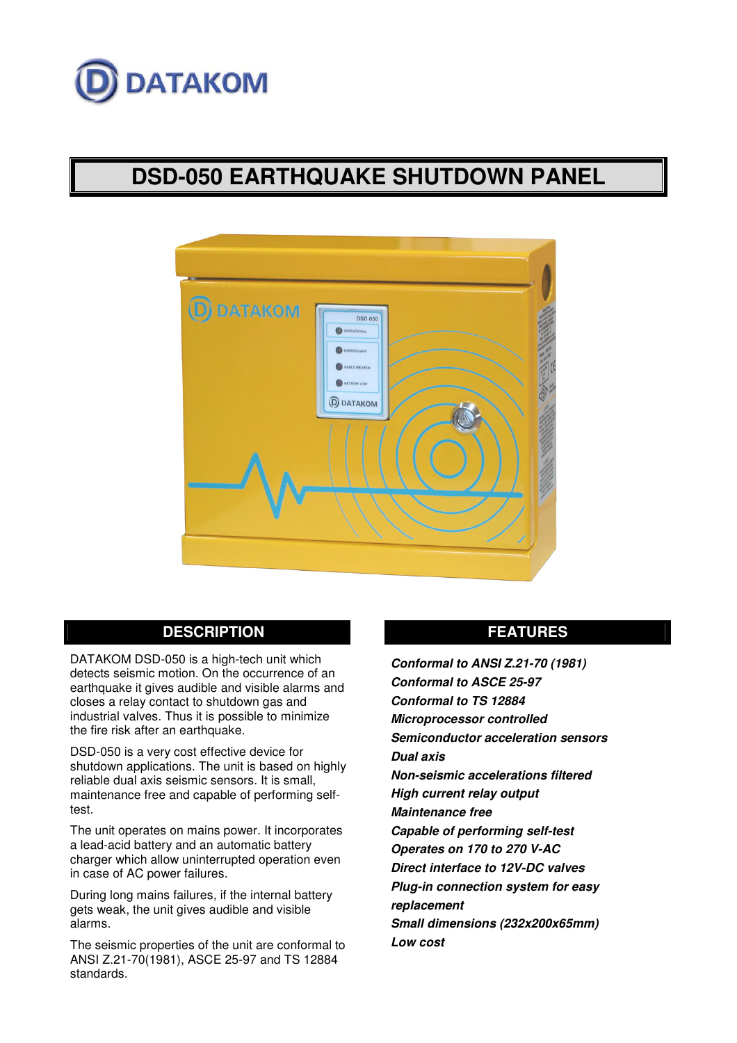DATAKOM

# DSD-050 EARTHQUAKE SHUTDOWN PANEL

## DESCRIPTION

DATAKOM DSD-050 is a high-tech unit which detects seismic motion. On the occurrence of an earthquake it gives audible and visible alarms and closes a relay contact to shutdown gas and industrial valves. Thus it is possible to minimize the fire risk after an earthquake.

DSD-050 is a very cost effective device for shutdown applications. The unit is based on highly reliable dual axis seismic sensors. It is small, maintenance free and capable of performing self-test.

The unit operates on mains power. It incorporates a lead-acid battery and an automatic battery charger which allow uninterrupted operation even in case of AC power failures.

During long mains failures, if the internal battery gets weak, the unit gives audible and visible alarms.

The seismic properties of the unit are conformal to ANSI Z.21-70(1981), ASCE 25-97 and TS 12884 standards.

## FEATURES

***Conformal to ANSI Z.21-70 (1981)***
***Conformal to ASCE 25-97***
***Conformal to TS 12884***
***Microprocessor controlled***
***Semiconductor acceleration sensors***
***Dual axis***
***Non-seismic accelerations filtered***
***High current relay output***
***Maintenance free***
***Capable of performing self-test***
***Operates on 170 to 270 V-AC***
***Direct interface to 12V-DC valves***
***Plug-in connection system for easy replacement***
***Small dimensions (232x200x65mm)***
***Low cost***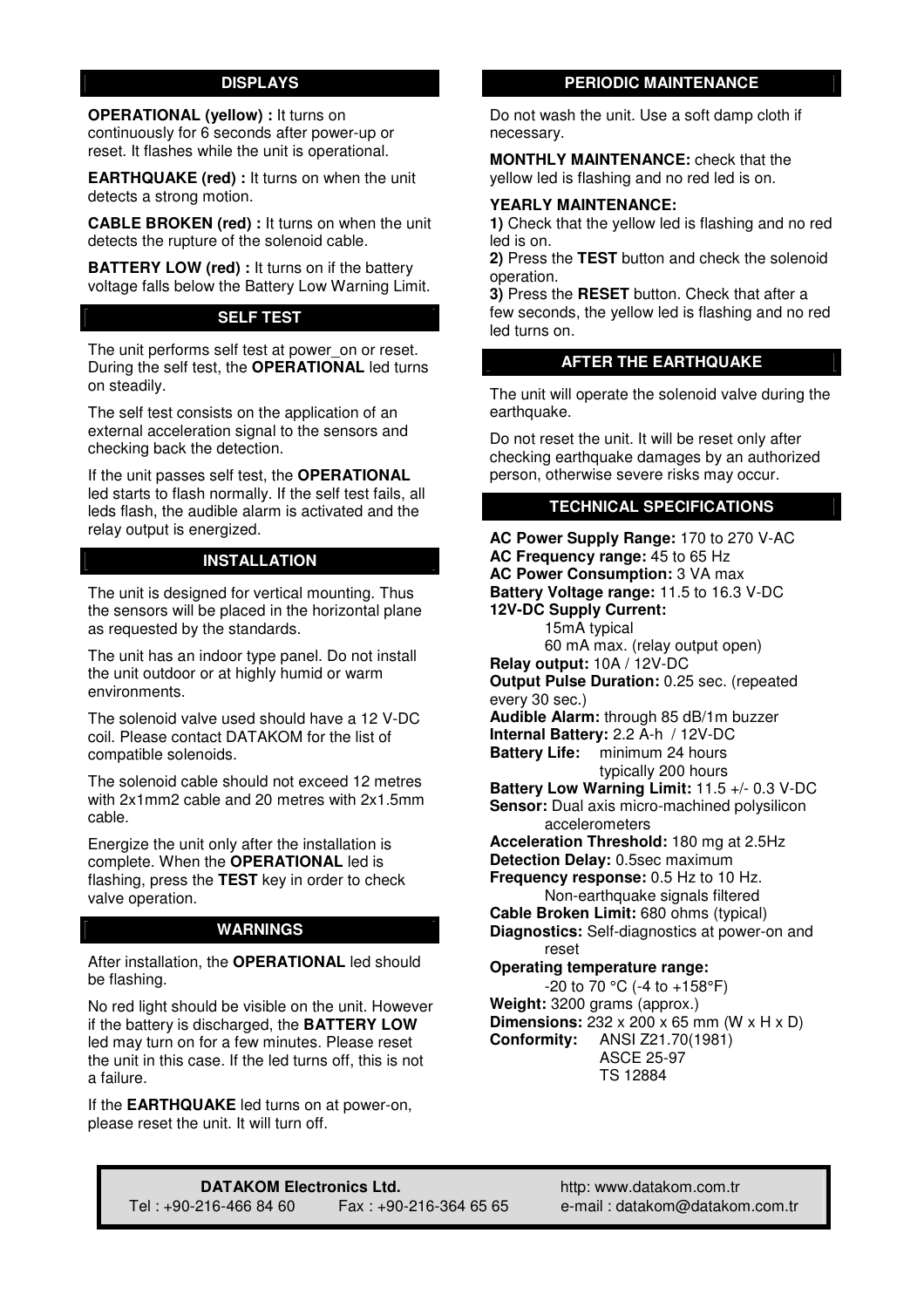## DISPLAYS

**OPERATIONAL (yellow) :** It turns on continuously for 6 seconds after power-up or reset. It flashes while the unit is operational.

**EARTHQUAKE (red) :** It turns on when the unit detects a strong motion.

**CABLE BROKEN (red) :** It turns on when the unit detects the rupture of the solenoid cable.

**BATTERY LOW (red) :** It turns on if the battery voltage falls below the Battery Low Warning Limit.

## SELF TEST

The unit performs self test at power_on or reset. During the self test, the **OPERATIONAL** led turns on steadily.

The self test consists on the application of an external acceleration signal to the sensors and checking back the detection.

If the unit passes self test, the **OPERATIONAL** led starts to flash normally. If the self test fails, all leds flash, the audible alarm is activated and the relay output is energized.

## INSTALLATION

The unit is designed for vertical mounting. Thus the sensors will be placed in the horizontal plane as requested by the standards.

The unit has an indoor type panel. Do not install the unit outdoor or at highly humid or warm environments.

The solenoid valve used should have a 12 V-DC coil. Please contact DATAKOM for the list of compatible solenoids.

The solenoid cable should not exceed 12 metres with 2x1mm2 cable and 20 metres with 2x1.5mm cable.

Energize the unit only after the installation is complete. When the **OPERATIONAL** led is flashing, press the **TEST** key in order to check valve operation.

## WARNINGS

After installation, the **OPERATIONAL** led should be flashing.

No red light should be visible on the unit. However if the battery is discharged, the **BATTERY LOW** led may turn on for a few minutes. Please reset the unit in this case. If the led turns off, this is not a failure.

If the **EARTHQUAKE** led turns on at power-on, please reset the unit. It will turn off.

## PERIODIC MAINTENANCE

Do not wash the unit. Use a soft damp cloth if necessary.

**MONTHLY MAINTENANCE:** check that the yellow led is flashing and no red led is on.

**YEARLY MAINTENANCE:**

**1)** Check that the yellow led is flashing and no red led is on.
**2)** Press the **TEST** button and check the solenoid operation.
**3)** Press the **RESET** button. Check that after a few seconds, the yellow led is flashing and no red led turns on.

## AFTER THE EARTHQUAKE

The unit will operate the solenoid valve during the earthquake.

Do not reset the unit. It will be reset only after checking earthquake damages by an authorized person, otherwise severe risks may occur.

## TECHNICAL SPECIFICATIONS

**AC Power Supply Range:** 170 to 270 V-AC
**AC Frequency range:** 45 to 65 Hz
**AC Power Consumption:** 3 VA max
**Battery Voltage range:** 11.5 to 16.3 V-DC
**12V-DC Supply Current:**
15mA typical
60 mA max. (relay output open)
**Relay output:** 10A / 12V-DC
**Output Pulse Duration:** 0.25 sec. (repeated every 30 sec.)
**Audible Alarm:** through 85 dB/1m buzzer
**Internal Battery:** 2.2 A-h / 12V-DC
**Battery Life:** minimum 24 hours
typically 200 hours
**Battery Low Warning Limit:** 11.5 +/- 0.3 V-DC
**Sensor:** Dual axis micro-machined polysilicon accelerometers
**Acceleration Threshold:** 180 mg at 2.5Hz
**Detection Delay:** 0.5sec maximum
**Frequency response:** 0.5 Hz to 10 Hz.
Non-earthquake signals filtered
**Cable Broken Limit:** 680 ohms (typical)
**Diagnostics:** Self-diagnostics at power-on and reset
**Operating temperature range:**
-20 to 70 °C (-4 to +158°F)
**Weight:** 3200 grams (approx.)
**Dimensions:** 232 x 200 x 65 mm (W x H x D)
**Conformity:** ANSI Z21.70(1981)
ASCE 25-97
TS 12884

**DATAKOM Electronics Ltd.**
Tel : +90-216-466 84 60 Fax : +90-216-364 65 65
http: www.datakom.com.tr
e-mail : datakom@datakom.com.tr